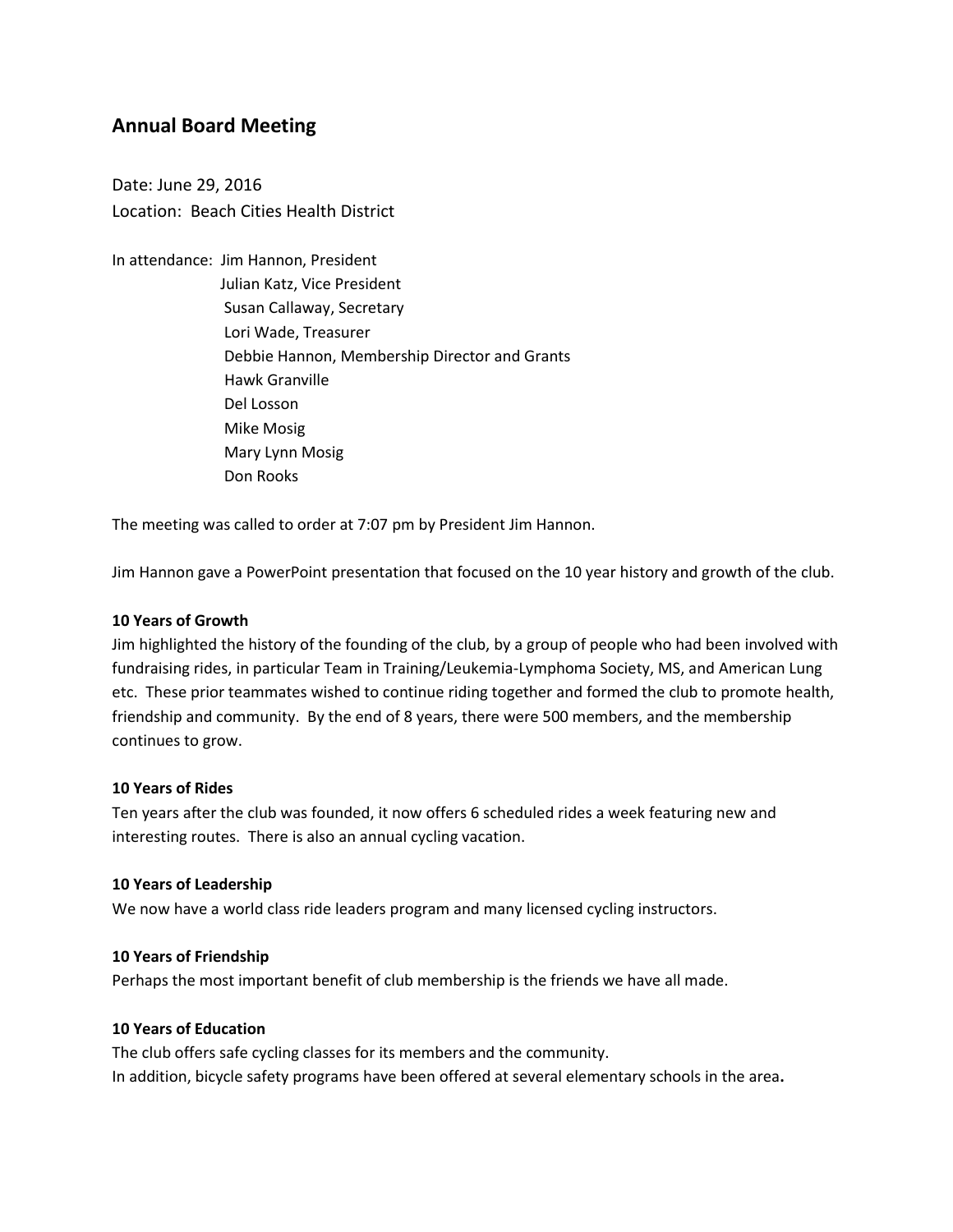## Annual Board Meeting

Date: June 29, 2016
Location: Beach Cities Health District

In attendance: Jim Hannon, President
Julian Katz, Vice President
Susan Callaway, Secretary
Lori Wade, Treasurer
Debbie Hannon, Membership Director and Grants
Hawk Granville
Del Losson
Mike Mosig
Mary Lynn Mosig
Don Rooks

The meeting was called to order at 7:07 pm by President Jim Hannon.

Jim Hannon gave a PowerPoint presentation that focused on the 10 year history and growth of the club.

**10 Years of Growth**
Jim highlighted the history of the founding of the club, by a group of people who had been involved with fundraising rides, in particular Team in Training/Leukemia-Lymphoma Society, MS, and American Lung etc. These prior teammates wished to continue riding together and formed the club to promote health, friendship and community. By the end of 8 years, there were 500 members, and the membership continues to grow.

**10 Years of Rides**
Ten years after the club was founded, it now offers 6 scheduled rides a week featuring new and interesting routes. There is also an annual cycling vacation.

**10 Years of Leadership**
We now have a world class ride leaders program and many licensed cycling instructors.

**10 Years of Friendship**
Perhaps the most important benefit of club membership is the friends we have all made.

**10 Years of Education**
The club offers safe cycling classes for its members and the community.
In addition, bicycle safety programs have been offered at several elementary schools in the area.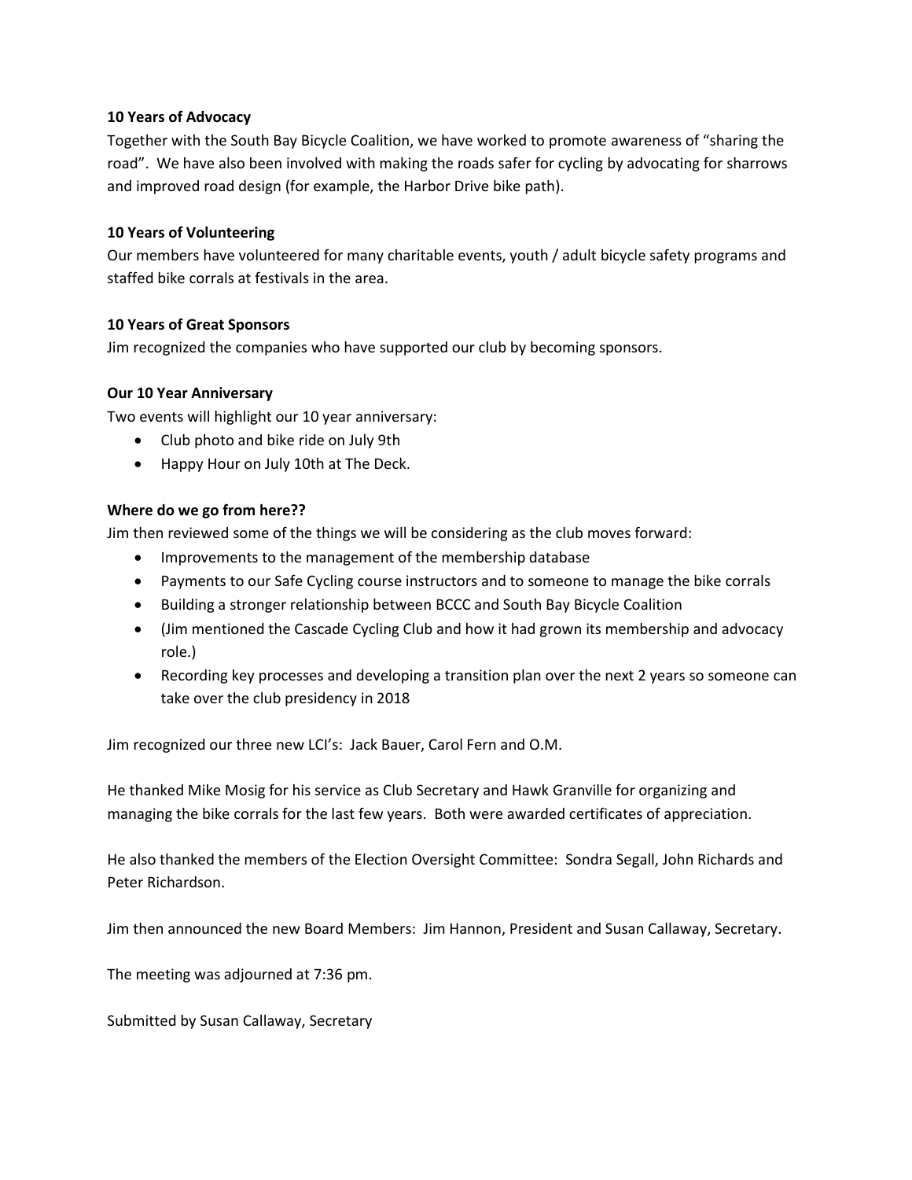**10 Years of Advocacy**

Together with the South Bay Bicycle Coalition, we have worked to promote awareness of "sharing the road". We have also been involved with making the roads safer for cycling by advocating for sharrows and improved road design (for example, the Harbor Drive bike path).

**10 Years of Volunteering**

Our members have volunteered for many charitable events, youth / adult bicycle safety programs and staffed bike corrals at festivals in the area.

**10 Years of Great Sponsors**

Jim recognized the companies who have supported our club by becoming sponsors.

**Our 10 Year Anniversary**

Two events will highlight our 10 year anniversary:

- Club photo and bike ride on July 9th
- Happy Hour on July 10th at The Deck.

**Where do we go from here??**

Jim then reviewed some of the things we will be considering as the club moves forward:

- Improvements to the management of the membership database
- Payments to our Safe Cycling course instructors and to someone to manage the bike corrals
- Building a stronger relationship between BCCC and South Bay Bicycle Coalition
- (Jim mentioned the Cascade Cycling Club and how it had grown its membership and advocacy role.)
- Recording key processes and developing a transition plan over the next 2 years so someone can take over the club presidency in 2018

Jim recognized our three new LCI's: Jack Bauer, Carol Fern and O.M.

He thanked Mike Mosig for his service as Club Secretary and Hawk Granville for organizing and managing the bike corrals for the last few years. Both were awarded certificates of appreciation.

He also thanked the members of the Election Oversight Committee: Sondra Segall, John Richards and Peter Richardson.

Jim then announced the new Board Members: Jim Hannon, President and Susan Callaway, Secretary.

The meeting was adjourned at 7:36 pm.

Submitted by Susan Callaway, Secretary